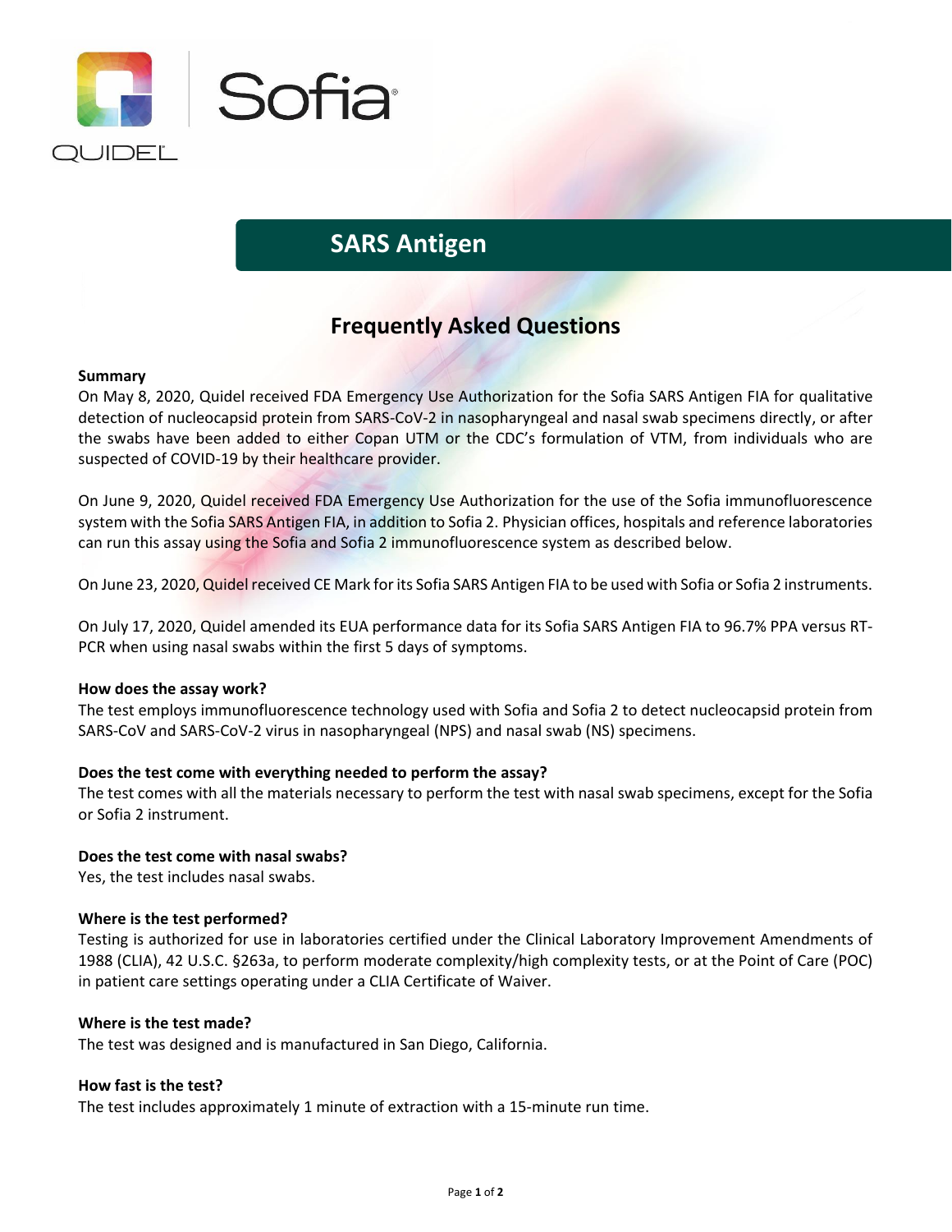Sofia

QUIDEL

# SARS Antigen

## Frequently Asked Questions

**Summary**

On May 8, 2020, Quidel received FDA Emergency Use Authorization for the Sofia SARS Antigen FIA for qualitative detection of nucleocapsid protein from SARS-CoV-2 in nasopharyngeal and nasal swab specimens directly, or after the swabs have been added to either Copan UTM or the CDC's formulation of VTM, from individuals who are suspected of COVID-19 by their healthcare provider.

On June 9, 2020, Quidel received FDA Emergency Use Authorization for the use of the Sofia immunofluorescence system with the Sofia SARS Antigen FIA, in addition to Sofia 2. Physician offices, hospitals and reference laboratories can run this assay using the Sofia and Sofia 2 immunofluorescence system as described below.

On June 23, 2020, Quidel received CE Mark for its Sofia SARS Antigen FIA to be used with Sofia or Sofia 2 instruments.

On July 17, 2020, Quidel amended its EUA performance data for its Sofia SARS Antigen FIA to 96.7% PPA versus RT-PCR when using nasal swabs within the first 5 days of symptoms.

**How does the assay work?**

The test employs immunofluorescence technology used with Sofia and Sofia 2 to detect nucleocapsid protein from SARS-CoV and SARS-CoV-2 virus in nasopharyngeal (NPS) and nasal swab (NS) specimens.

**Does the test come with everything needed to perform the assay?**

The test comes with all the materials necessary to perform the test with nasal swab specimens, except for the Sofia or Sofia 2 instrument.

**Does the test come with nasal swabs?**

Yes, the test includes nasal swabs.

**Where is the test performed?**

Testing is authorized for use in laboratories certified under the Clinical Laboratory Improvement Amendments of 1988 (CLIA), 42 U.S.C. §263a, to perform moderate complexity/high complexity tests, or at the Point of Care (POC) in patient care settings operating under a CLIA Certificate of Waiver.

**Where is the test made?**

The test was designed and is manufactured in San Diego, California.

**How fast is the test?**

The test includes approximately 1 minute of extraction with a 15-minute run time.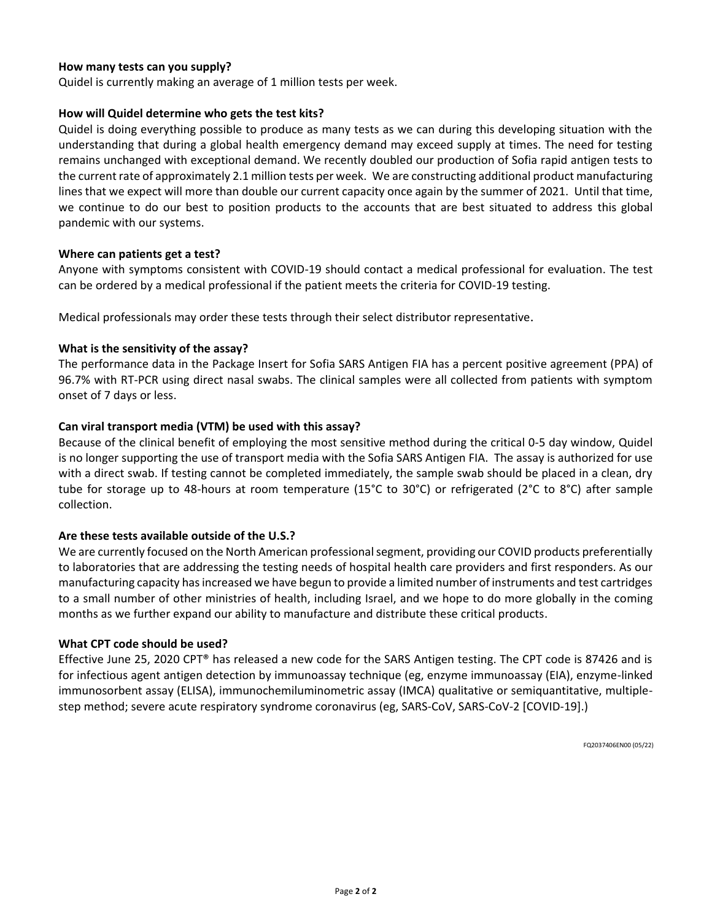**How many tests can you supply?**
Quidel is currently making an average of 1 million tests per week.

**How will Quidel determine who gets the test kits?**
Quidel is doing everything possible to produce as many tests as we can during this developing situation with the understanding that during a global health emergency demand may exceed supply at times. The need for testing remains unchanged with exceptional demand. We recently doubled our production of Sofia rapid antigen tests to the current rate of approximately 2.1 million tests per week. We are constructing additional product manufacturing lines that we expect will more than double our current capacity once again by the summer of 2021. Until that time, we continue to do our best to position products to the accounts that are best situated to address this global pandemic with our systems.

**Where can patients get a test?**
Anyone with symptoms consistent with COVID-19 should contact a medical professional for evaluation. The test can be ordered by a medical professional if the patient meets the criteria for COVID-19 testing.

Medical professionals may order these tests through their select distributor representative.

**What is the sensitivity of the assay?**
The performance data in the Package Insert for Sofia SARS Antigen FIA has a percent positive agreement (PPA) of 96.7% with RT-PCR using direct nasal swabs. The clinical samples were all collected from patients with symptom onset of 7 days or less.

**Can viral transport media (VTM) be used with this assay?**
Because of the clinical benefit of employing the most sensitive method during the critical 0-5 day window, Quidel is no longer supporting the use of transport media with the Sofia SARS Antigen FIA. The assay is authorized for use with a direct swab. If testing cannot be completed immediately, the sample swab should be placed in a clean, dry tube for storage up to 48-hours at room temperature (15°C to 30°C) or refrigerated (2°C to 8°C) after sample collection.

**Are these tests available outside of the U.S.?**
We are currently focused on the North American professional segment, providing our COVID products preferentially to laboratories that are addressing the testing needs of hospital health care providers and first responders. As our manufacturing capacity has increased we have begun to provide a limited number of instruments and test cartridges to a small number of other ministries of health, including Israel, and we hope to do more globally in the coming months as we further expand our ability to manufacture and distribute these critical products.

**What CPT code should be used?**
Effective June 25, 2020 CPT® has released a new code for the SARS Antigen testing. The CPT code is 87426 and is for infectious agent antigen detection by immunoassay technique (eg, enzyme immunoassay (EIA), enzyme-linked immunosorbent assay (ELISA), immunochemiluminometric assay (IMCA) qualitative or semiquantitative, multiple-step method; severe acute respiratory syndrome coronavirus (eg, SARS-CoV, SARS-CoV-2 [COVID-19].)

FQ2037406EN00 (05/22)